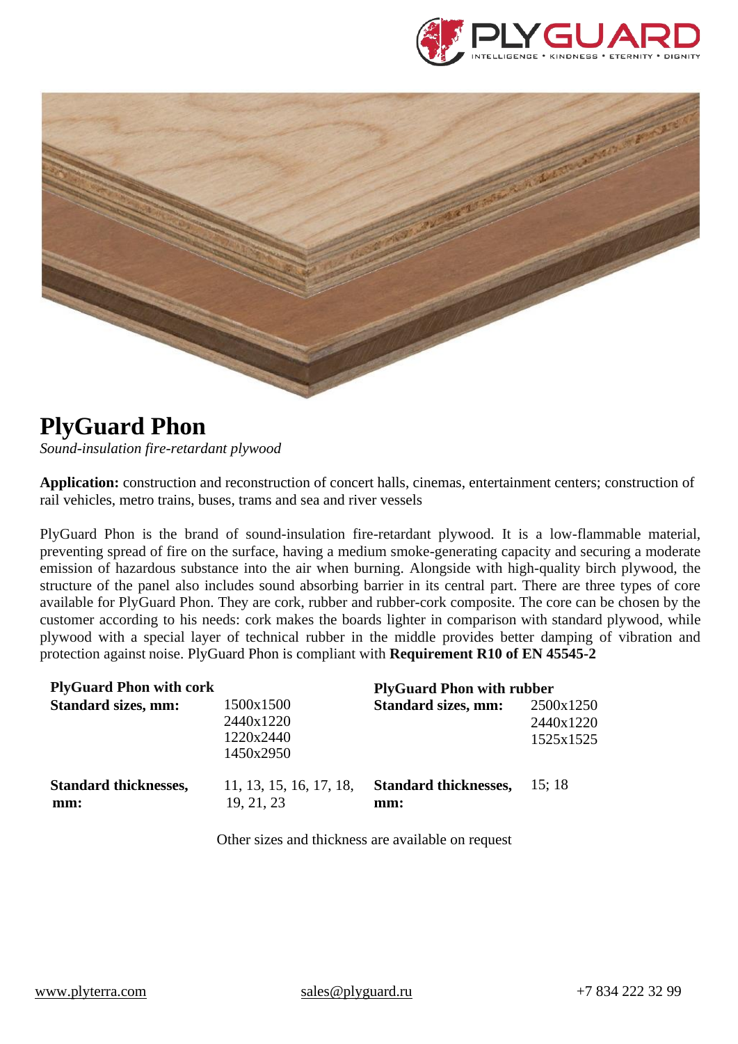# PlyGuard Phon

*Sound-insulation fire-retardant plywood*

**Application:** construction and reconstruction of concert halls, cinemas, entertainment centers; construction of rail vehicles, metro trains, buses, trams and sea and river vessels

PlyGuard Phon is the brand of sound-insulation fire-retardant plywood. It is a low-flammable material, preventing spread of fire on the surface, having a medium smoke-generating capacity and securing a moderate emission of hazardous substance into the air when burning. Alongside with high-quality birch plywood, the structure of the panel also includes sound absorbing barrier in its central part. There are three types of core available for PlyGuard Phon. They are cork, rubber and rubber-cork composite. The core can be chosen by the customer according to his needs: cork makes the boards lighter in comparison with standard plywood, while plywood with a special layer of technical rubber in the middle provides better damping of vibration and protection against noise. PlyGuard Phon is compliant with **Requirement R10 of EN 45545-2**

| **PlyGuard Phon with cork** | | **PlyGuard Phon with rubber** | |
|---|---|---|---|
| **Standard sizes, mm:** | 1500x1500<br>2440x1220<br>1220x2440<br>1450x2950 | **Standard sizes, mm:** | 2500x1250<br>2440x1220<br>1525x1525 |
| **Standard thicknesses, mm:** | 11, 13, 15, 16, 17, 18, 19, 21, 23 | **Standard thicknesses, mm:** | 15; 18 |

Other sizes and thickness are available on request

www.plyterra.com sales@plyguard.ru +7 834 222 32 99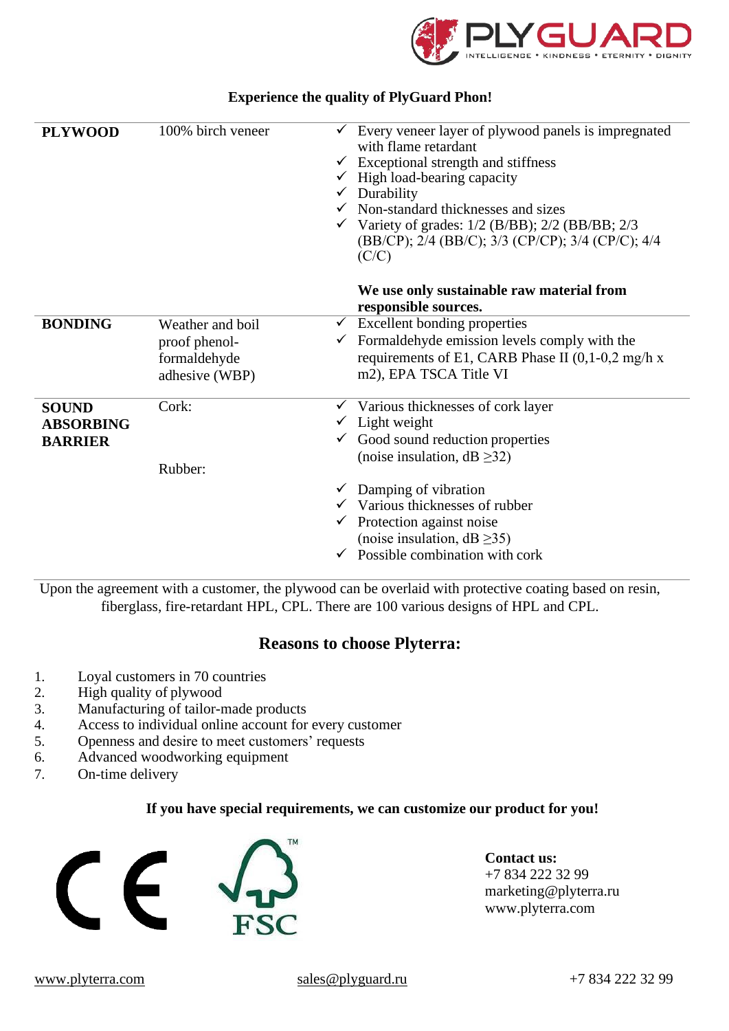**Experience the quality of PlyGuard Phon!**

| | | |
|---|---|---|
| **PLYWOOD** | 100% birch veneer | ✓ Every veneer layer of plywood panels is impregnated with flame retardant<br>✓ Exceptional strength and stiffness<br>✓ High load-bearing capacity<br>✓ Durability<br>✓ Non-standard thicknesses and sizes<br>✓ Variety of grades: 1/2 (B/BB); 2/2 (BB/BB; 2/3 (BB/CP); 2/4 (BB/C); 3/3 (CP/CP); 3/4 (CP/C); 4/4 (C/C)<br><br>**We use only sustainable raw material from responsible sources.** |
| **BONDING** | Weather and boil proof phenol-formaldehyde adhesive (WBP) | ✓ Excellent bonding properties<br>✓ Formaldehyde emission levels comply with the requirements of E1, CARB Phase II (0,1-0,2 mg/h x m2), EPA TSCA Title VI |
| **SOUND ABSORBING BARRIER** | Cork:<br><br>Rubber: | ✓ Various thicknesses of cork layer<br>✓ Light weight<br>✓ Good sound reduction properties (noise insulation, dB ≥32)<br><br>✓ Damping of vibration<br>✓ Various thicknesses of rubber<br>✓ Protection against noise (noise insulation, dB ≥35)<br>✓ Possible combination with cork |

Upon the agreement with a customer, the plywood can be overlaid with protective coating based on resin, fiberglass, fire-retardant HPL, CPL. There are 100 various designs of HPL and CPL.

## Reasons to choose Plyterra:

1. Loyal customers in 70 countries
2. High quality of plywood
3. Manufacturing of tailor-made products
4. Access to individual online account for every customer
5. Openness and desire to meet customers' requests
6. Advanced woodworking equipment
7. On-time delivery

**If you have special requirements, we can customize our product for you!**

**Contact us:**
+7 834 222 32 99
marketing@plyterra.ru
www.plyterra.com